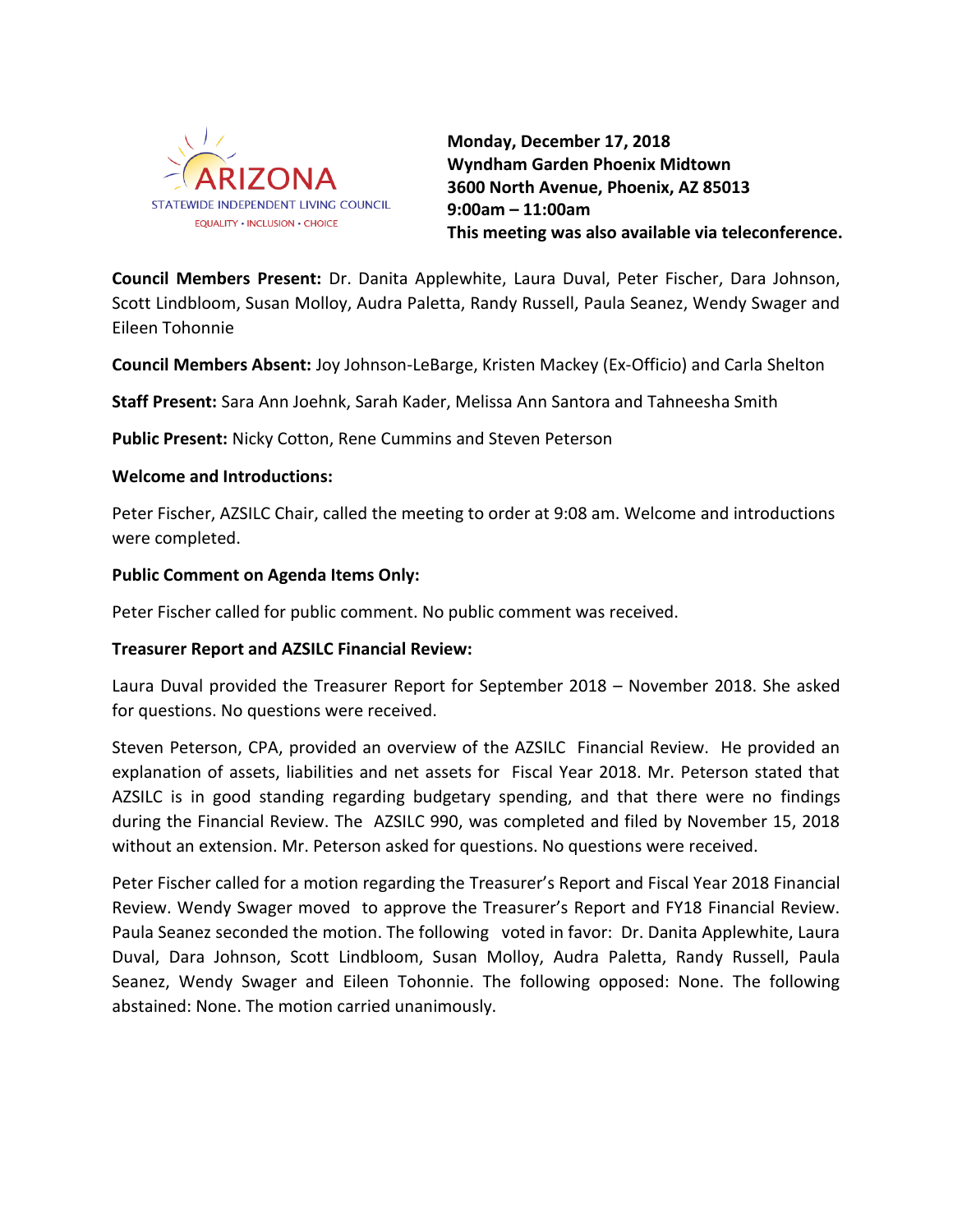ARIZONA
STATEWIDE INDEPENDENT LIVING COUNCIL
EQUALITY • INCLUSION • CHOICE

**Monday, December 17, 2018**
**Wyndham Garden Phoenix Midtown**
**3600 North Avenue, Phoenix, AZ 85013**
**9:00am – 11:00am**
**This meeting was also available via teleconference.**

**Council Members Present:** Dr. Danita Applewhite, Laura Duval, Peter Fischer, Dara Johnson, Scott Lindbloom, Susan Molloy, Audra Paletta, Randy Russell, Paula Seanez, Wendy Swager and Eileen Tohonnie

**Council Members Absent:** Joy Johnson-LeBarge, Kristen Mackey (Ex-Officio) and Carla Shelton

**Staff Present:** Sara Ann Joehnk, Sarah Kader, Melissa Ann Santora and Tahneesha Smith

**Public Present:** Nicky Cotton, Rene Cummins and Steven Peterson

**Welcome and Introductions:**

Peter Fischer, AZSILC Chair, called the meeting to order at 9:08 am. Welcome and introductions were completed.

**Public Comment on Agenda Items Only:**

Peter Fischer called for public comment. No public comment was received.

**Treasurer Report and AZSILC Financial Review:**

Laura Duval provided the Treasurer Report for September 2018 – November 2018. She asked for questions. No questions were received.

Steven Peterson, CPA, provided an overview of the AZSILC Financial Review. He provided an explanation of assets, liabilities and net assets for Fiscal Year 2018. Mr. Peterson stated that AZSILC is in good standing regarding budgetary spending, and that there were no findings during the Financial Review. The AZSILC 990, was completed and filed by November 15, 2018 without an extension. Mr. Peterson asked for questions. No questions were received.

Peter Fischer called for a motion regarding the Treasurer's Report and Fiscal Year 2018 Financial Review. Wendy Swager moved to approve the Treasurer's Report and FY18 Financial Review. Paula Seanez seconded the motion. The following voted in favor: Dr. Danita Applewhite, Laura Duval, Dara Johnson, Scott Lindbloom, Susan Molloy, Audra Paletta, Randy Russell, Paula Seanez, Wendy Swager and Eileen Tohonnie. The following opposed: None. The following abstained: None. The motion carried unanimously.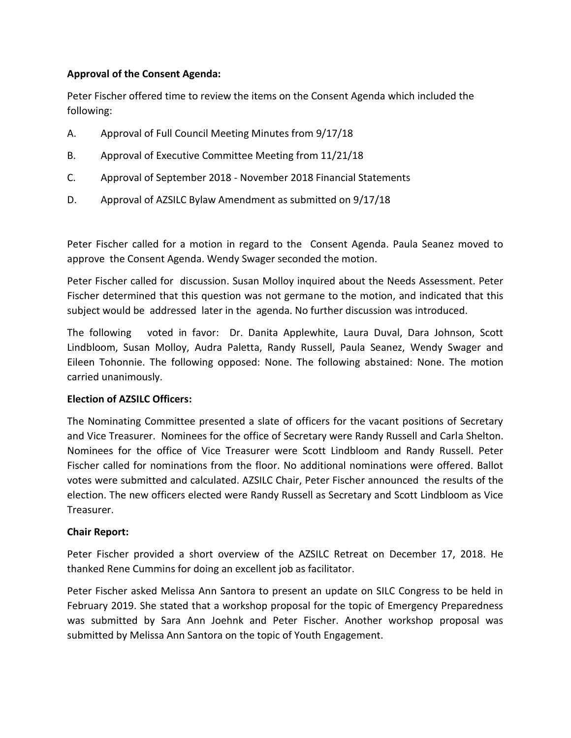**Approval of the Consent Agenda:**

Peter Fischer offered time to review the items on the Consent Agenda which included the following:

A. Approval of Full Council Meeting Minutes from 9/17/18

B. Approval of Executive Committee Meeting from 11/21/18

C. Approval of September 2018 - November 2018 Financial Statements

D. Approval of AZSILC Bylaw Amendment as submitted on 9/17/18

Peter Fischer called for a motion in regard to the Consent Agenda. Paula Seanez moved to approve the Consent Agenda. Wendy Swager seconded the motion.

Peter Fischer called for discussion. Susan Molloy inquired about the Needs Assessment. Peter Fischer determined that this question was not germane to the motion, and indicated that this subject would be addressed later in the agenda. No further discussion was introduced.

The following voted in favor: Dr. Danita Applewhite, Laura Duval, Dara Johnson, Scott Lindbloom, Susan Molloy, Audra Paletta, Randy Russell, Paula Seanez, Wendy Swager and Eileen Tohonnie. The following opposed: None. The following abstained: None. The motion carried unanimously.

**Election of AZSILC Officers:**

The Nominating Committee presented a slate of officers for the vacant positions of Secretary and Vice Treasurer. Nominees for the office of Secretary were Randy Russell and Carla Shelton. Nominees for the office of Vice Treasurer were Scott Lindbloom and Randy Russell. Peter Fischer called for nominations from the floor. No additional nominations were offered. Ballot votes were submitted and calculated. AZSILC Chair, Peter Fischer announced the results of the election. The new officers elected were Randy Russell as Secretary and Scott Lindbloom as Vice Treasurer.

**Chair Report:**

Peter Fischer provided a short overview of the AZSILC Retreat on December 17, 2018. He thanked Rene Cummins for doing an excellent job as facilitator.

Peter Fischer asked Melissa Ann Santora to present an update on SILC Congress to be held in February 2019. She stated that a workshop proposal for the topic of Emergency Preparedness was submitted by Sara Ann Joehnk and Peter Fischer. Another workshop proposal was submitted by Melissa Ann Santora on the topic of Youth Engagement.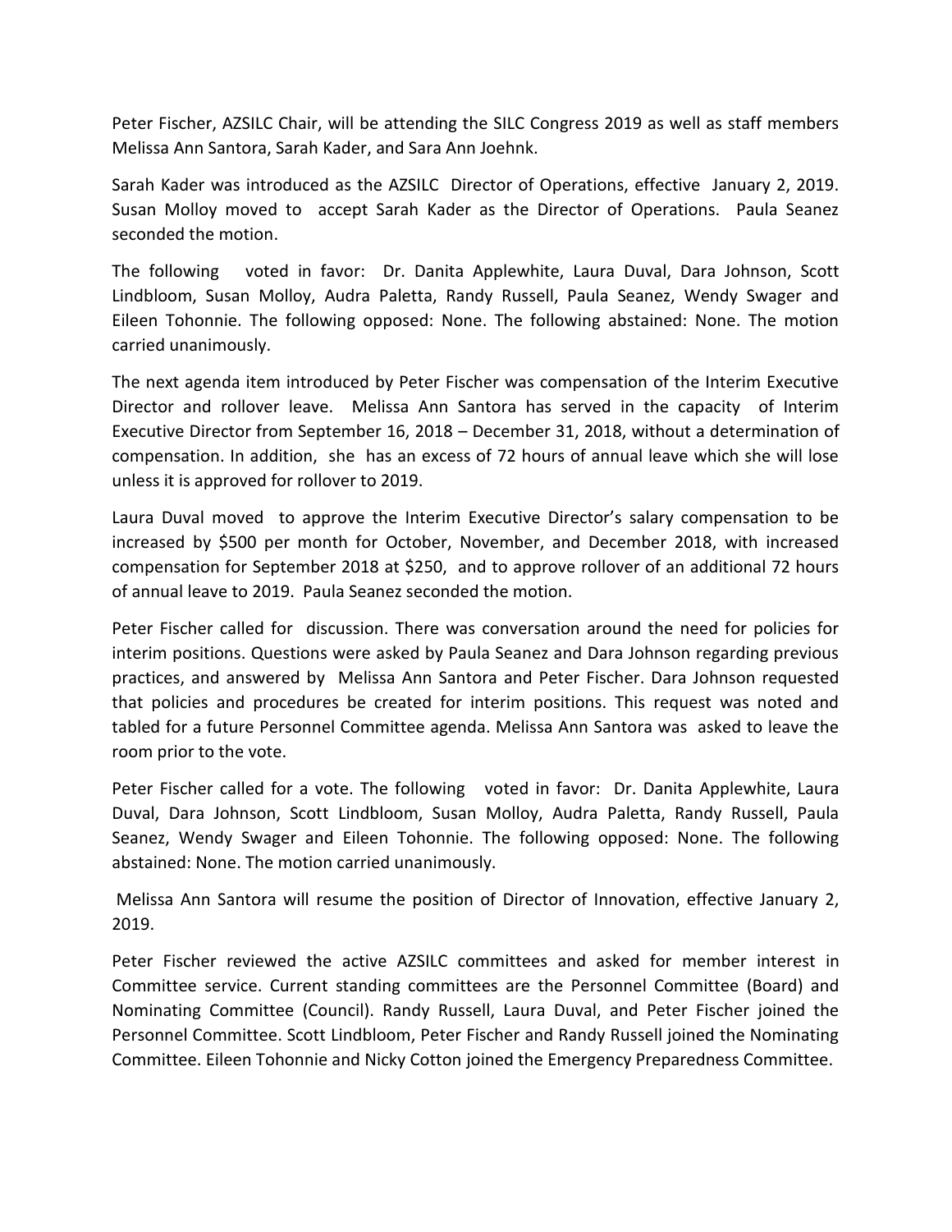Peter Fischer, AZSILC Chair, will be attending the SILC Congress 2019 as well as staff members Melissa Ann Santora, Sarah Kader, and Sara Ann Joehnk.

Sarah Kader was introduced as the AZSILC Director of Operations, effective January 2, 2019. Susan Molloy moved to accept Sarah Kader as the Director of Operations. Paula Seanez seconded the motion.

The following voted in favor: Dr. Danita Applewhite, Laura Duval, Dara Johnson, Scott Lindbloom, Susan Molloy, Audra Paletta, Randy Russell, Paula Seanez, Wendy Swager and Eileen Tohonnie. The following opposed: None. The following abstained: None. The motion carried unanimously.

The next agenda item introduced by Peter Fischer was compensation of the Interim Executive Director and rollover leave. Melissa Ann Santora has served in the capacity of Interim Executive Director from September 16, 2018 – December 31, 2018, without a determination of compensation. In addition, she has an excess of 72 hours of annual leave which she will lose unless it is approved for rollover to 2019.

Laura Duval moved to approve the Interim Executive Director's salary compensation to be increased by $500 per month for October, November, and December 2018, with increased compensation for September 2018 at $250, and to approve rollover of an additional 72 hours of annual leave to 2019. Paula Seanez seconded the motion.

Peter Fischer called for discussion. There was conversation around the need for policies for interim positions. Questions were asked by Paula Seanez and Dara Johnson regarding previous practices, and answered by Melissa Ann Santora and Peter Fischer. Dara Johnson requested that policies and procedures be created for interim positions. This request was noted and tabled for a future Personnel Committee agenda. Melissa Ann Santora was asked to leave the room prior to the vote.

Peter Fischer called for a vote. The following voted in favor: Dr. Danita Applewhite, Laura Duval, Dara Johnson, Scott Lindbloom, Susan Molloy, Audra Paletta, Randy Russell, Paula Seanez, Wendy Swager and Eileen Tohonnie. The following opposed: None. The following abstained: None. The motion carried unanimously.

Melissa Ann Santora will resume the position of Director of Innovation, effective January 2, 2019.

Peter Fischer reviewed the active AZSILC committees and asked for member interest in Committee service. Current standing committees are the Personnel Committee (Board) and Nominating Committee (Council). Randy Russell, Laura Duval, and Peter Fischer joined the Personnel Committee. Scott Lindbloom, Peter Fischer and Randy Russell joined the Nominating Committee. Eileen Tohonnie and Nicky Cotton joined the Emergency Preparedness Committee.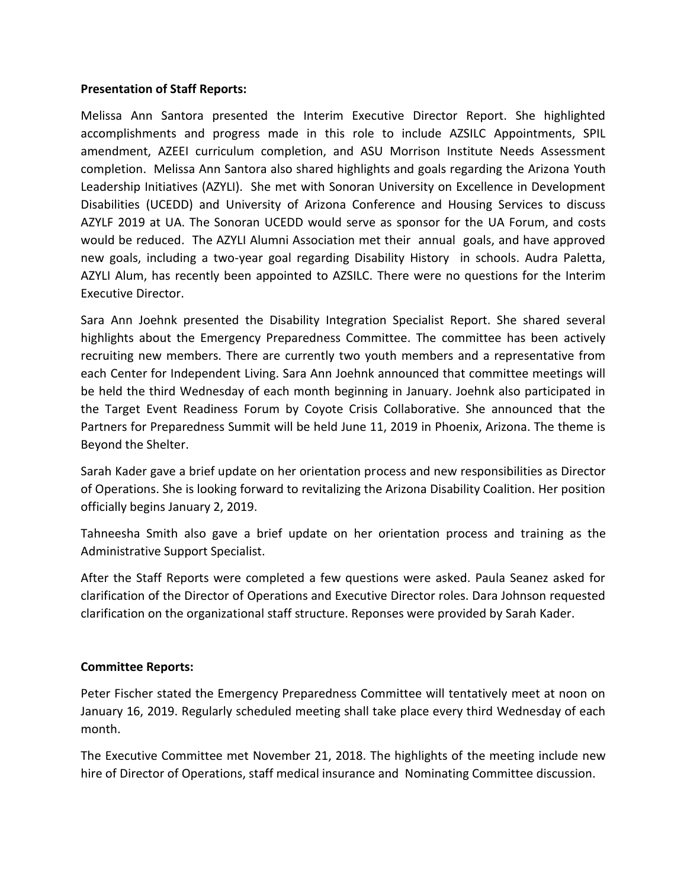**Presentation of Staff Reports:**

Melissa Ann Santora presented the Interim Executive Director Report. She highlighted accomplishments and progress made in this role to include AZSILC Appointments, SPIL amendment, AZEEI curriculum completion, and ASU Morrison Institute Needs Assessment completion. Melissa Ann Santora also shared highlights and goals regarding the Arizona Youth Leadership Initiatives (AZYLI). She met with Sonoran University on Excellence in Development Disabilities (UCEDD) and University of Arizona Conference and Housing Services to discuss AZYLF 2019 at UA. The Sonoran UCEDD would serve as sponsor for the UA Forum, and costs would be reduced. The AZYLI Alumni Association met their annual goals, and have approved new goals, including a two-year goal regarding Disability History in schools. Audra Paletta, AZYLI Alum, has recently been appointed to AZSILC. There were no questions for the Interim Executive Director.

Sara Ann Joehnk presented the Disability Integration Specialist Report. She shared several highlights about the Emergency Preparedness Committee. The committee has been actively recruiting new members. There are currently two youth members and a representative from each Center for Independent Living. Sara Ann Joehnk announced that committee meetings will be held the third Wednesday of each month beginning in January. Joehnk also participated in the Target Event Readiness Forum by Coyote Crisis Collaborative. She announced that the Partners for Preparedness Summit will be held June 11, 2019 in Phoenix, Arizona. The theme is Beyond the Shelter.

Sarah Kader gave a brief update on her orientation process and new responsibilities as Director of Operations. She is looking forward to revitalizing the Arizona Disability Coalition. Her position officially begins January 2, 2019.

Tahneesha Smith also gave a brief update on her orientation process and training as the Administrative Support Specialist.

After the Staff Reports were completed a few questions were asked. Paula Seanez asked for clarification of the Director of Operations and Executive Director roles. Dara Johnson requested clarification on the organizational staff structure. Reponses were provided by Sarah Kader.

**Committee Reports:**

Peter Fischer stated the Emergency Preparedness Committee will tentatively meet at noon on January 16, 2019. Regularly scheduled meeting shall take place every third Wednesday of each month.

The Executive Committee met November 21, 2018. The highlights of the meeting include new hire of Director of Operations, staff medical insurance and Nominating Committee discussion.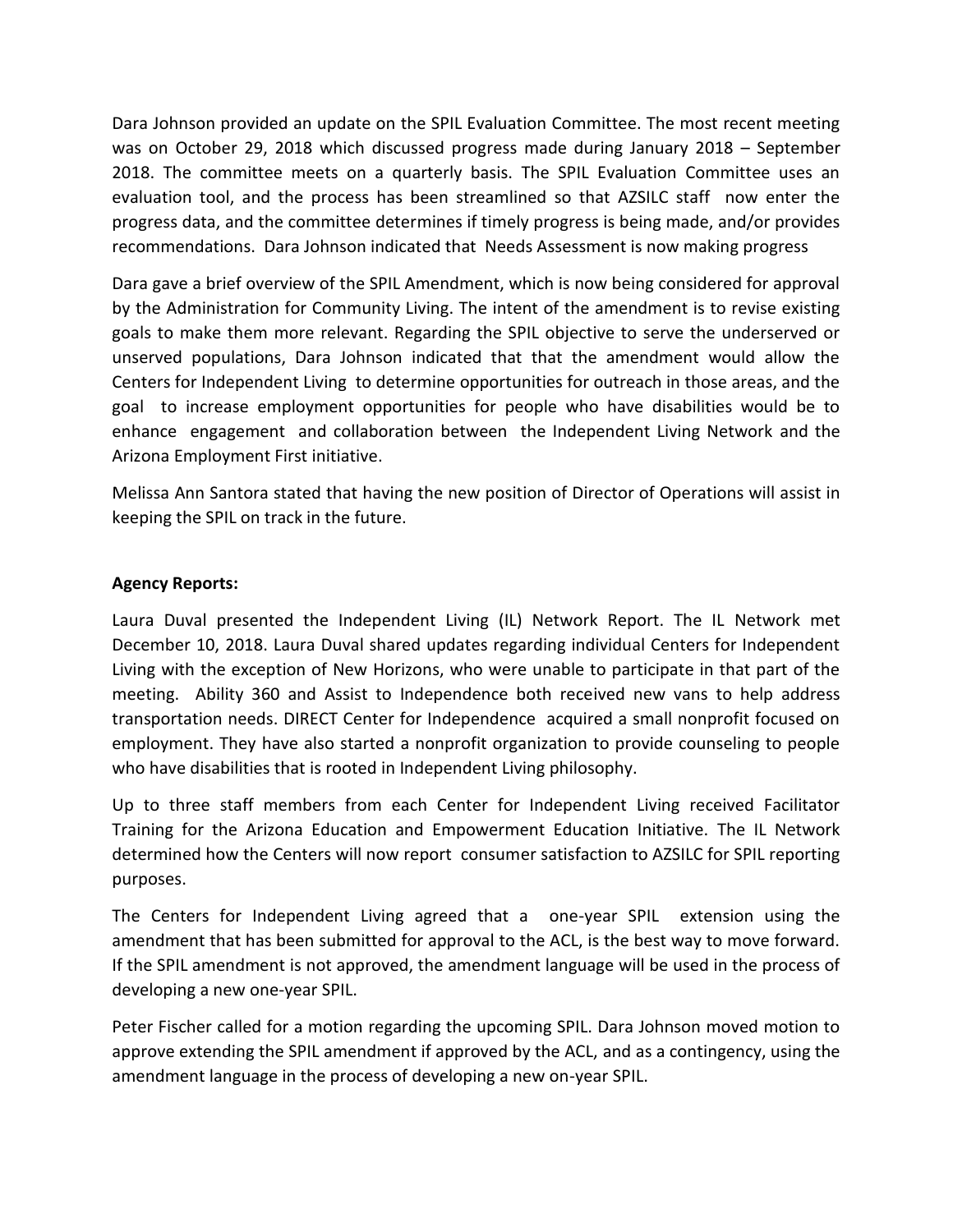Dara Johnson provided an update on the SPIL Evaluation Committee. The most recent meeting was on October 29, 2018 which discussed progress made during January 2018 – September 2018. The committee meets on a quarterly basis. The SPIL Evaluation Committee uses an evaluation tool, and the process has been streamlined so that AZSILC staff now enter the progress data, and the committee determines if timely progress is being made, and/or provides recommendations. Dara Johnson indicated that Needs Assessment is now making progress

Dara gave a brief overview of the SPIL Amendment, which is now being considered for approval by the Administration for Community Living. The intent of the amendment is to revise existing goals to make them more relevant. Regarding the SPIL objective to serve the underserved or unserved populations, Dara Johnson indicated that that the amendment would allow the Centers for Independent Living to determine opportunities for outreach in those areas, and the goal to increase employment opportunities for people who have disabilities would be to enhance engagement and collaboration between the Independent Living Network and the Arizona Employment First initiative.

Melissa Ann Santora stated that having the new position of Director of Operations will assist in keeping the SPIL on track in the future.

**Agency Reports:**

Laura Duval presented the Independent Living (IL) Network Report. The IL Network met December 10, 2018. Laura Duval shared updates regarding individual Centers for Independent Living with the exception of New Horizons, who were unable to participate in that part of the meeting. Ability 360 and Assist to Independence both received new vans to help address transportation needs. DIRECT Center for Independence acquired a small nonprofit focused on employment. They have also started a nonprofit organization to provide counseling to people who have disabilities that is rooted in Independent Living philosophy.

Up to three staff members from each Center for Independent Living received Facilitator Training for the Arizona Education and Empowerment Education Initiative. The IL Network determined how the Centers will now report consumer satisfaction to AZSILC for SPIL reporting purposes.

The Centers for Independent Living agreed that a one-year SPIL extension using the amendment that has been submitted for approval to the ACL, is the best way to move forward. If the SPIL amendment is not approved, the amendment language will be used in the process of developing a new one-year SPIL.

Peter Fischer called for a motion regarding the upcoming SPIL. Dara Johnson moved motion to approve extending the SPIL amendment if approved by the ACL, and as a contingency, using the amendment language in the process of developing a new on-year SPIL.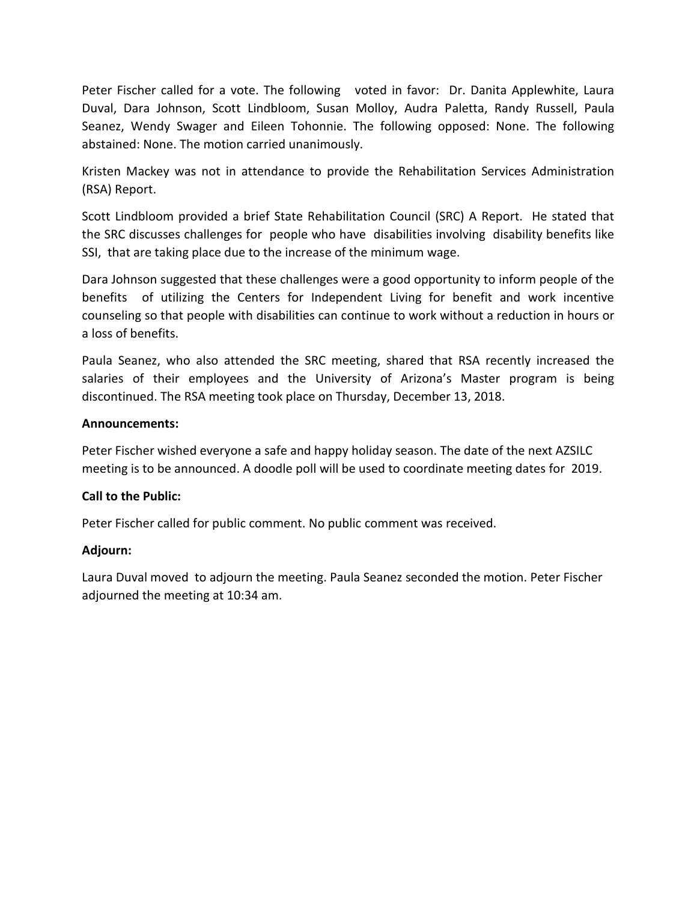Peter Fischer called for a vote. The following voted in favor: Dr. Danita Applewhite, Laura Duval, Dara Johnson, Scott Lindbloom, Susan Molloy, Audra Paletta, Randy Russell, Paula Seanez, Wendy Swager and Eileen Tohonnie. The following opposed: None. The following abstained: None. The motion carried unanimously.

Kristen Mackey was not in attendance to provide the Rehabilitation Services Administration (RSA) Report.

Scott Lindbloom provided a brief State Rehabilitation Council (SRC) A Report. He stated that the SRC discusses challenges for people who have disabilities involving disability benefits like SSI, that are taking place due to the increase of the minimum wage.

Dara Johnson suggested that these challenges were a good opportunity to inform people of the benefits of utilizing the Centers for Independent Living for benefit and work incentive counseling so that people with disabilities can continue to work without a reduction in hours or a loss of benefits.

Paula Seanez, who also attended the SRC meeting, shared that RSA recently increased the salaries of their employees and the University of Arizona's Master program is being discontinued. The RSA meeting took place on Thursday, December 13, 2018.

**Announcements:**

Peter Fischer wished everyone a safe and happy holiday season. The date of the next AZSILC meeting is to be announced. A doodle poll will be used to coordinate meeting dates for 2019.

**Call to the Public:**

Peter Fischer called for public comment. No public comment was received.

**Adjourn:**

Laura Duval moved to adjourn the meeting. Paula Seanez seconded the motion. Peter Fischer adjourned the meeting at 10:34 am.